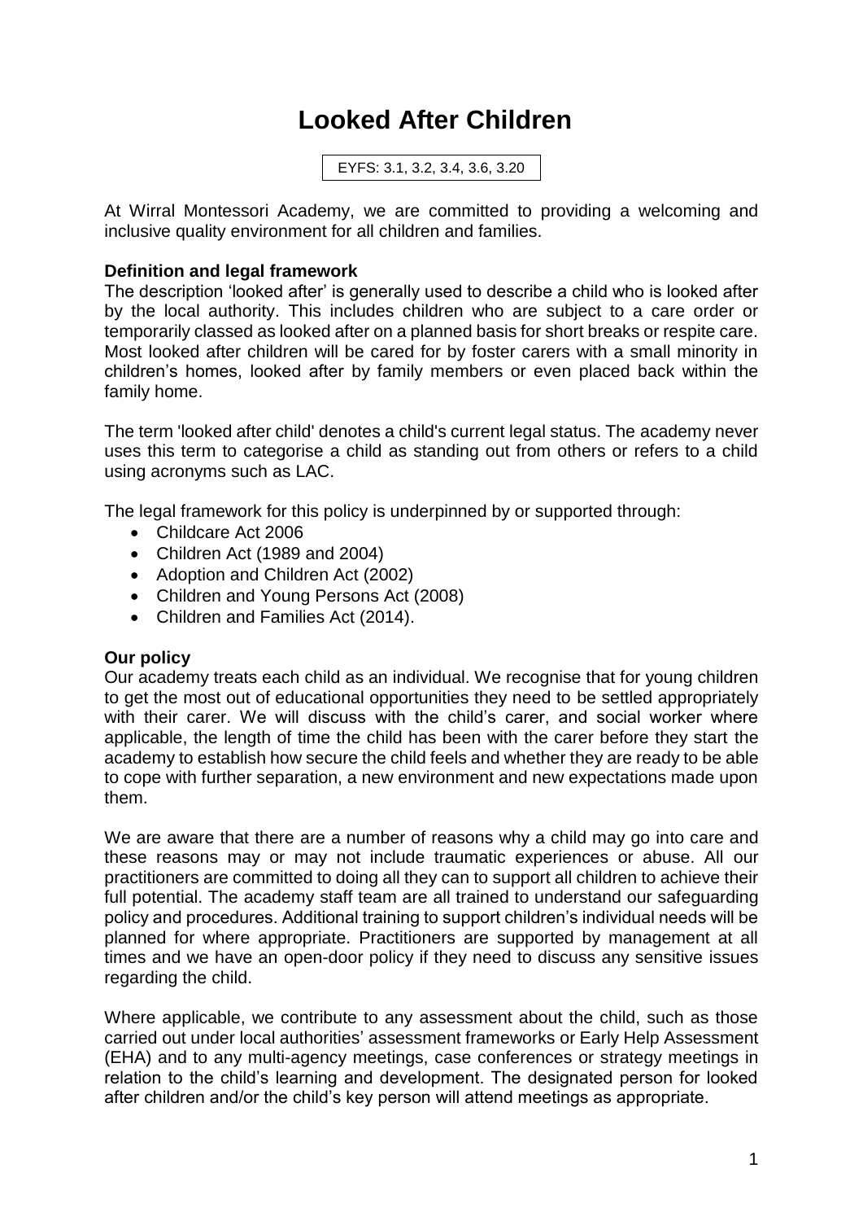# Looked After Children

EYFS: 3.1, 3.2, 3.4, 3.6, 3.20

At Wirral Montessori Academy, we are committed to providing a welcoming and inclusive quality environment for all children and families.

**Definition and legal framework**

The description 'looked after' is generally used to describe a child who is looked after by the local authority. This includes children who are subject to a care order or temporarily classed as looked after on a planned basis for short breaks or respite care. Most looked after children will be cared for by foster carers with a small minority in children's homes, looked after by family members or even placed back within the family home.

The term 'looked after child' denotes a child's current legal status. The academy never uses this term to categorise a child as standing out from others or refers to a child using acronyms such as LAC.

The legal framework for this policy is underpinned by or supported through:

- Childcare Act 2006
- Children Act (1989 and 2004)
- Adoption and Children Act (2002)
- Children and Young Persons Act (2008)
- Children and Families Act (2014).

**Our policy**

Our academy treats each child as an individual. We recognise that for young children to get the most out of educational opportunities they need to be settled appropriately with their carer. We will discuss with the child's carer, and social worker where applicable, the length of time the child has been with the carer before they start the academy to establish how secure the child feels and whether they are ready to be able to cope with further separation, a new environment and new expectations made upon them.

We are aware that there are a number of reasons why a child may go into care and these reasons may or may not include traumatic experiences or abuse. All our practitioners are committed to doing all they can to support all children to achieve their full potential. The academy staff team are all trained to understand our safeguarding policy and procedures. Additional training to support children's individual needs will be planned for where appropriate. Practitioners are supported by management at all times and we have an open-door policy if they need to discuss any sensitive issues regarding the child.

Where applicable, we contribute to any assessment about the child, such as those carried out under local authorities' assessment frameworks or Early Help Assessment (EHA) and to any multi-agency meetings, case conferences or strategy meetings in relation to the child's learning and development. The designated person for looked after children and/or the child's key person will attend meetings as appropriate.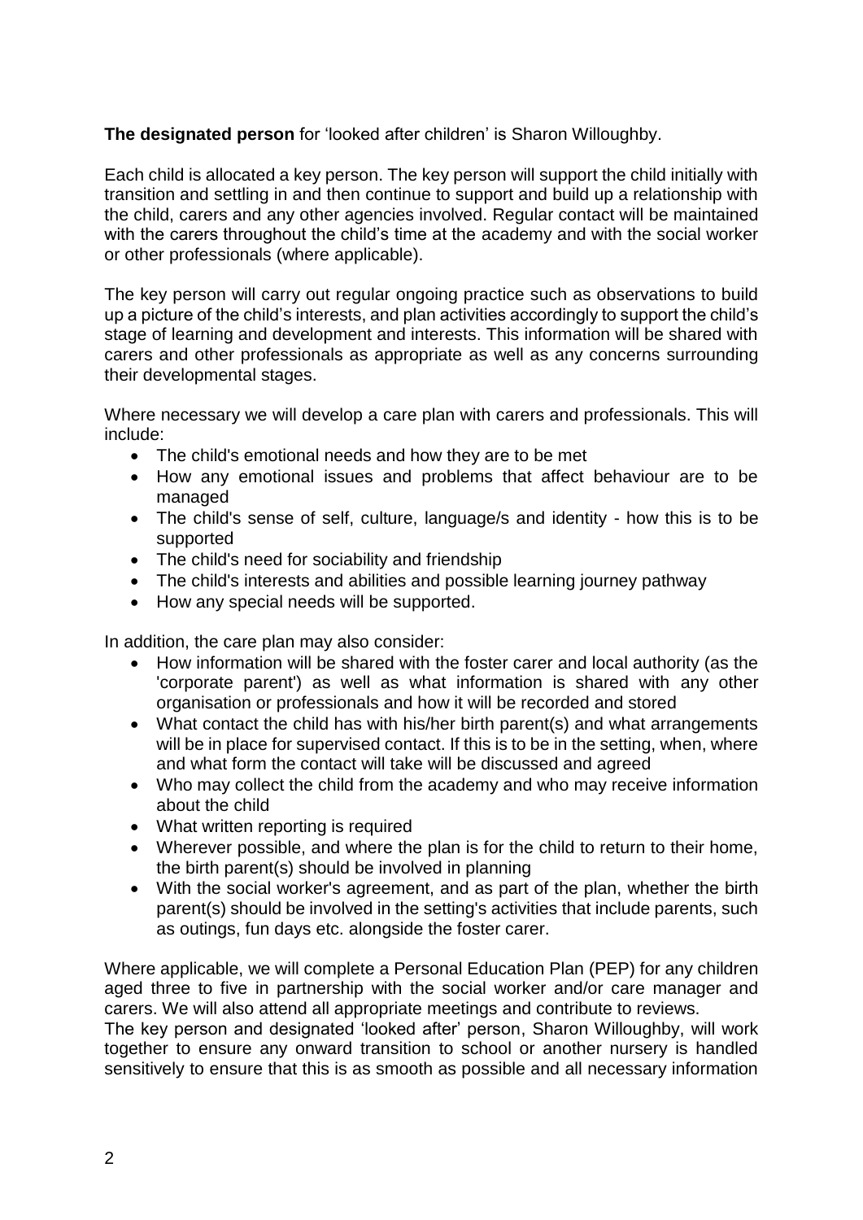**The designated person** for 'looked after children' is Sharon Willoughby.

Each child is allocated a key person. The key person will support the child initially with transition and settling in and then continue to support and build up a relationship with the child, carers and any other agencies involved. Regular contact will be maintained with the carers throughout the child's time at the academy and with the social worker or other professionals (where applicable).

The key person will carry out regular ongoing practice such as observations to build up a picture of the child's interests, and plan activities accordingly to support the child's stage of learning and development and interests. This information will be shared with carers and other professionals as appropriate as well as any concerns surrounding their developmental stages.

Where necessary we will develop a care plan with carers and professionals. This will include:

- The child's emotional needs and how they are to be met
- How any emotional issues and problems that affect behaviour are to be managed
- The child's sense of self, culture, language/s and identity - how this is to be supported
- The child's need for sociability and friendship
- The child's interests and abilities and possible learning journey pathway
- How any special needs will be supported.

In addition, the care plan may also consider:

- How information will be shared with the foster carer and local authority (as the 'corporate parent') as well as what information is shared with any other organisation or professionals and how it will be recorded and stored
- What contact the child has with his/her birth parent(s) and what arrangements will be in place for supervised contact. If this is to be in the setting, when, where and what form the contact will take will be discussed and agreed
- Who may collect the child from the academy and who may receive information about the child
- What written reporting is required
- Wherever possible, and where the plan is for the child to return to their home, the birth parent(s) should be involved in planning
- With the social worker's agreement, and as part of the plan, whether the birth parent(s) should be involved in the setting's activities that include parents, such as outings, fun days etc. alongside the foster carer.

Where applicable, we will complete a Personal Education Plan (PEP) for any children aged three to five in partnership with the social worker and/or care manager and carers. We will also attend all appropriate meetings and contribute to reviews.
The key person and designated 'looked after' person, Sharon Willoughby, will work together to ensure any onward transition to school or another nursery is handled sensitively to ensure that this is as smooth as possible and all necessary information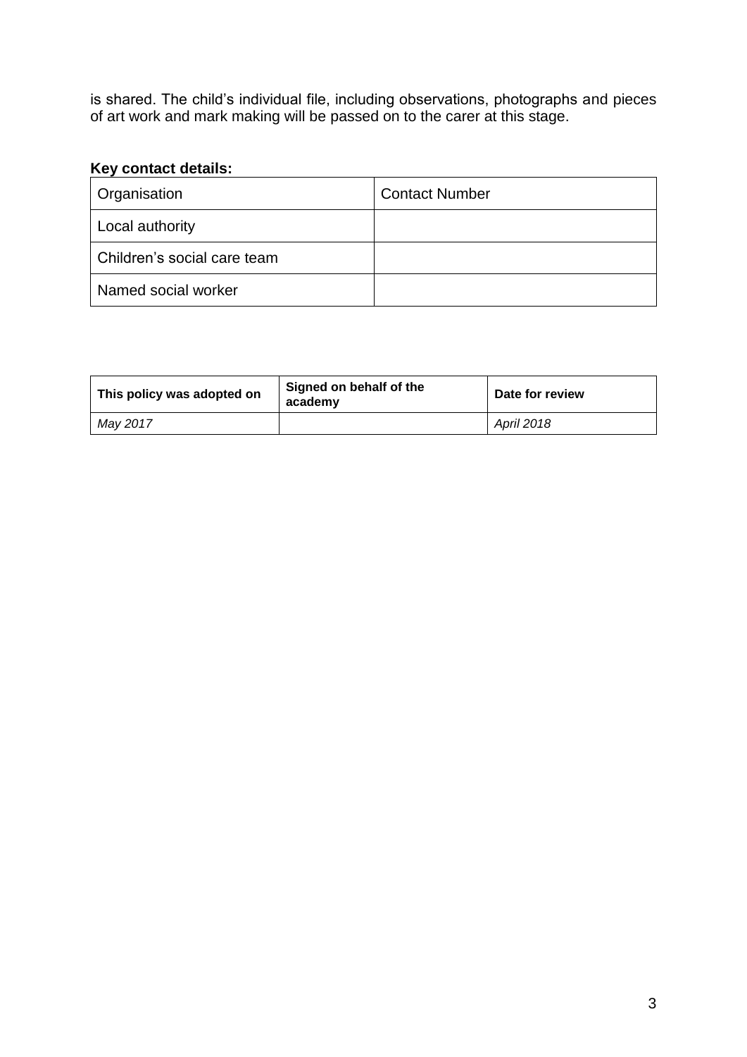is shared. The child's individual file, including observations, photographs and pieces of art work and mark making will be passed on to the carer at this stage.

**Key contact details:**

| Organisation | Contact Number |
| --- | --- |
| Local authority | |
| Children's social care team | |
| Named social worker | |

| **This policy was adopted on** | **Signed on behalf of the academy** | **Date for review** |
| --- | --- | --- |
| *May 2017* | | *April 2018* |